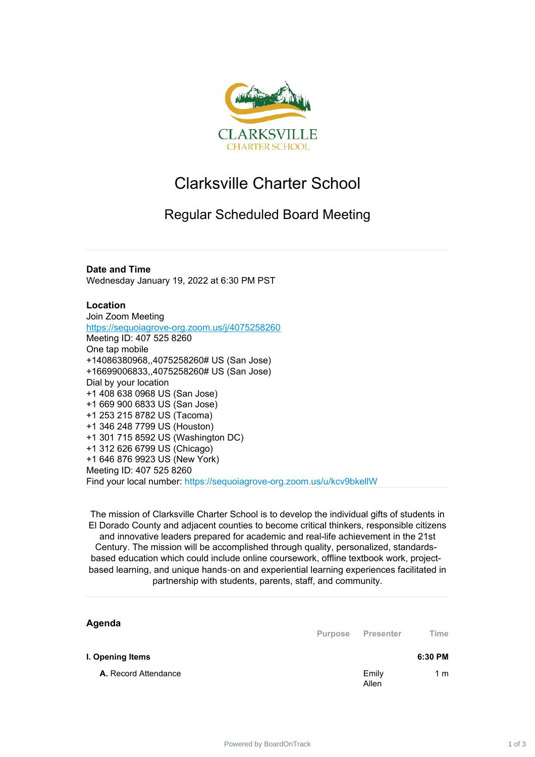# Clarksville Charter School

## Regular Scheduled Board Meeting

**Date and Time**
Wednesday January 19, 2022 at 6:30 PM PST

**Location**
Join Zoom Meeting
https://sequoiagrove-org.zoom.us/j/4075258260
Meeting ID: 407 525 8260
One tap mobile
+14086380968,,4075258260# US (San Jose)
+16699006833,,4075258260# US (San Jose)
Dial by your location
+1 408 638 0968 US (San Jose)
+1 669 900 6833 US (San Jose)
+1 253 215 8782 US (Tacoma)
+1 346 248 7799 US (Houston)
+1 301 715 8592 US (Washington DC)
+1 312 626 6799 US (Chicago)
+1 646 876 9923 US (New York)
Meeting ID: 407 525 8260
Find your local number: https://sequoiagrove-org.zoom.us/u/kcv9bkellW

The mission of Clarksville Charter School is to develop the individual gifts of students in El Dorado County and adjacent counties to become critical thinkers, responsible citizens and innovative leaders prepared for academic and real-life achievement in the 21st Century. The mission will be accomplished through quality, personalized, standards-based education which could include online coursework, offline textbook work, project-based learning, and unique hands-on and experiential learning experiences facilitated in partnership with students, parents, staff, and community.

## Agenda

| | Purpose | Presenter | Time |
|---|---|---|---|
| **I. Opening Items** | | | **6:30 PM** |
| **A.** Record Attendance | | Emily Allen | 1 m |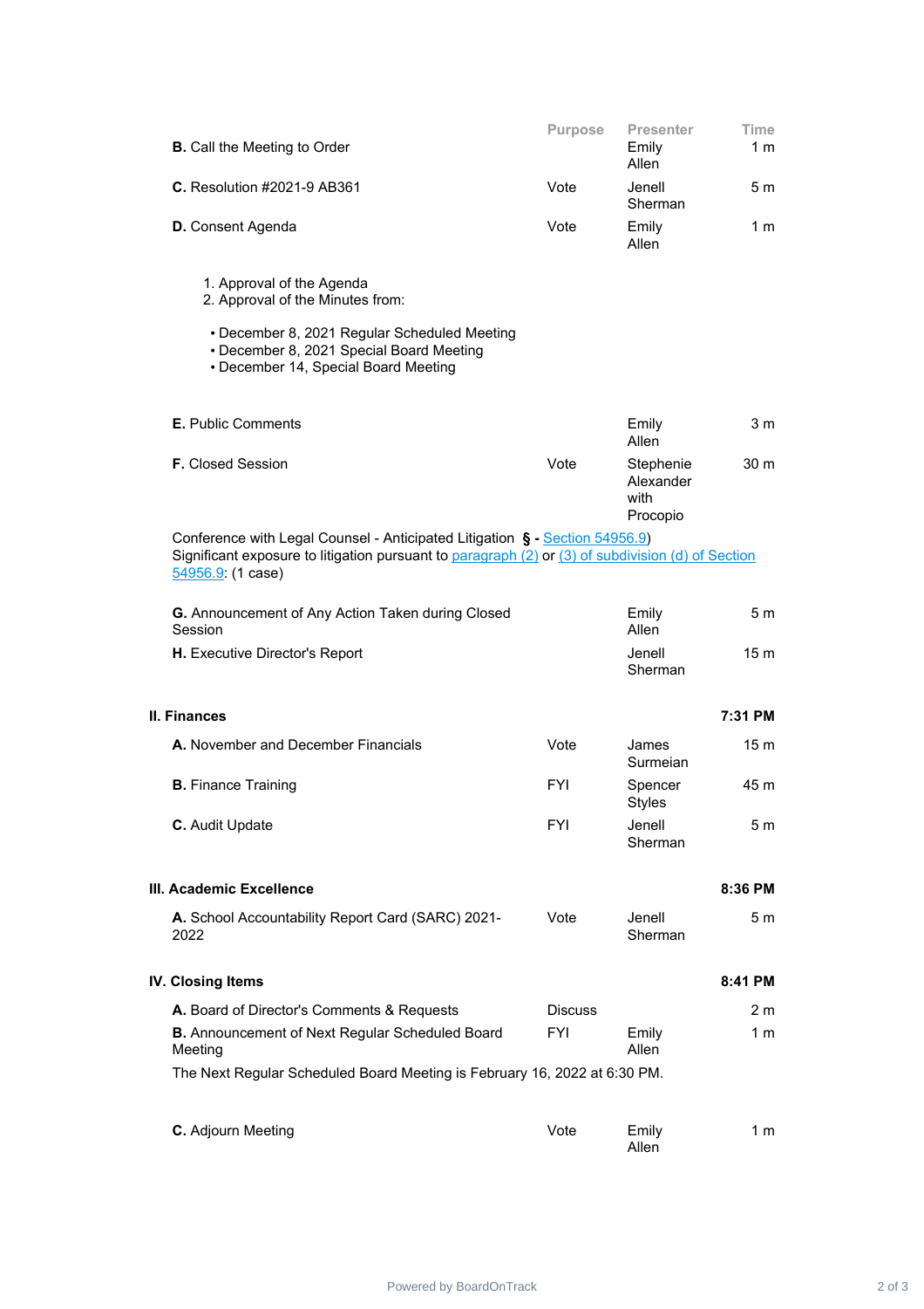| | Purpose | Presenter | Time |
|---|---|---|---|
| **B.** Call the Meeting to Order | | Emily Allen | 1 m |
| **C.** Resolution #2021-9 AB361 | Vote | Jenell Sherman | 5 m |
| **D.** Consent Agenda | Vote | Emily Allen | 1 m |

1. Approval of the Agenda
2. Approval of the Minutes from:

- December 8, 2021 Regular Scheduled Meeting
- December 8, 2021 Special Board Meeting
- December 14, Special Board Meeting

| | Purpose | Presenter | Time |
|---|---|---|---|
| **E.** Public Comments | | Emily Allen | 3 m |
| **F.** Closed Session | Vote | Stephenie Alexander with Procopio | 30 m |

Conference with Legal Counsel - Anticipated Litigation **§ -** Section 54956.9)
Significant exposure to litigation pursuant to paragraph (2) or (3) of subdivision (d) of Section 54956.9: (1 case)

| | Purpose | Presenter | Time |
|---|---|---|---|
| **G.** Announcement of Any Action Taken during Closed Session | | Emily Allen | 5 m |
| **H.** Executive Director's Report | | Jenell Sherman | 15 m |

## II. Finances — 7:31 PM

| | Purpose | Presenter | Time |
|---|---|---|---|
| **A.** November and December Financials | Vote | James Surmeian | 15 m |
| **B.** Finance Training | FYI | Spencer Styles | 45 m |
| **C.** Audit Update | FYI | Jenell Sherman | 5 m |

## III. Academic Excellence — 8:36 PM

| | Purpose | Presenter | Time |
|---|---|---|---|
| **A.** School Accountability Report Card (SARC) 2021-2022 | Vote | Jenell Sherman | 5 m |

## IV. Closing Items — 8:41 PM

| | Purpose | Presenter | Time |
|---|---|---|---|
| **A.** Board of Director's Comments & Requests | Discuss | | 2 m |
| **B.** Announcement of Next Regular Scheduled Board Meeting | FYI | Emily Allen | 1 m |

The Next Regular Scheduled Board Meeting is February 16, 2022 at 6:30 PM.

| | Purpose | Presenter | Time |
|---|---|---|---|
| **C.** Adjourn Meeting | Vote | Emily Allen | 1 m |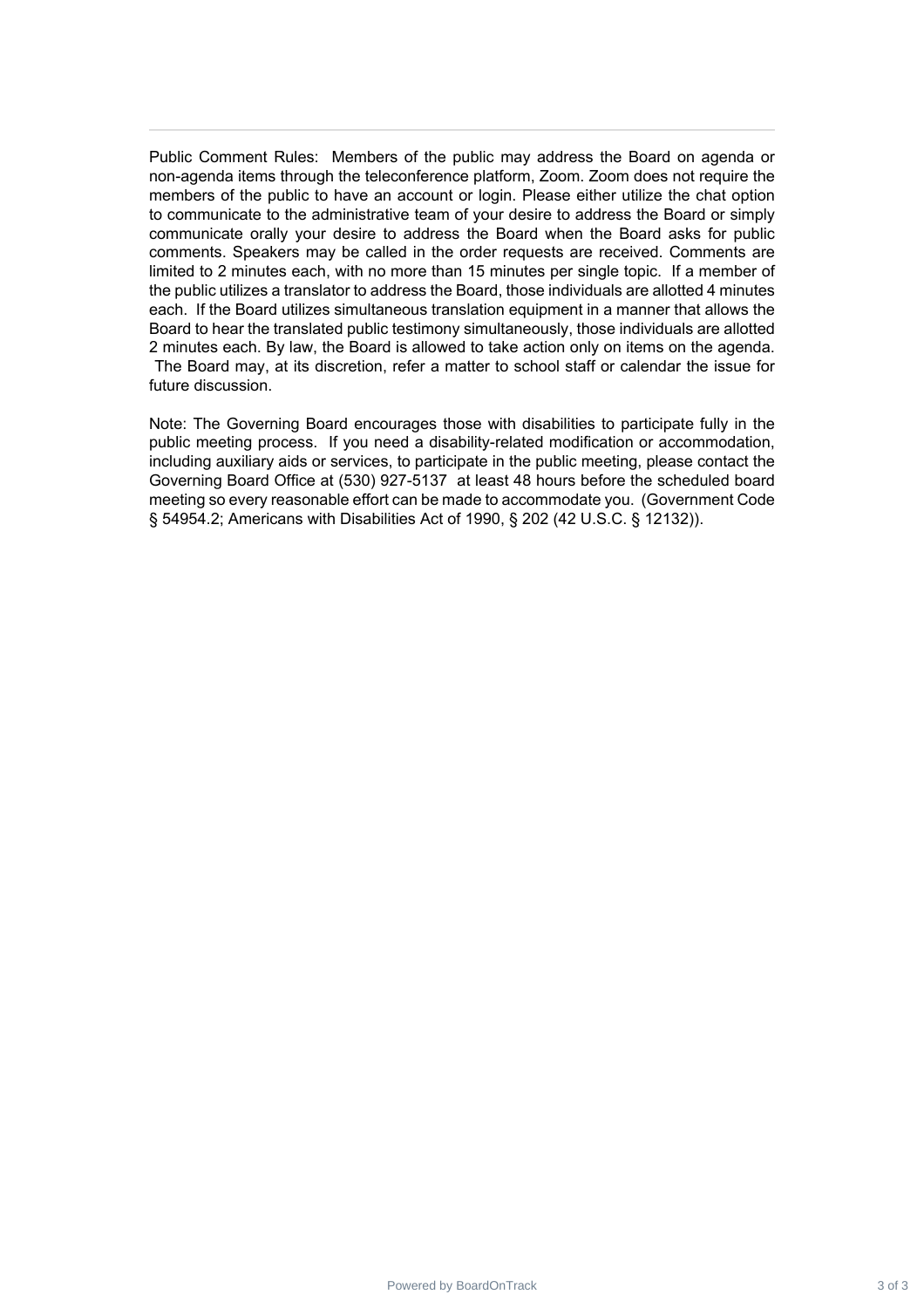Public Comment Rules: Members of the public may address the Board on agenda or non-agenda items through the teleconference platform, Zoom. Zoom does not require the members of the public to have an account or login. Please either utilize the chat option to communicate to the administrative team of your desire to address the Board or simply communicate orally your desire to address the Board when the Board asks for public comments. Speakers may be called in the order requests are received. Comments are limited to 2 minutes each, with no more than 15 minutes per single topic. If a member of the public utilizes a translator to address the Board, those individuals are allotted 4 minutes each. If the Board utilizes simultaneous translation equipment in a manner that allows the Board to hear the translated public testimony simultaneously, those individuals are allotted 2 minutes each. By law, the Board is allowed to take action only on items on the agenda. The Board may, at its discretion, refer a matter to school staff or calendar the issue for future discussion.

Note: The Governing Board encourages those with disabilities to participate fully in the public meeting process. If you need a disability-related modification or accommodation, including auxiliary aids or services, to participate in the public meeting, please contact the Governing Board Office at (530) 927-5137 at least 48 hours before the scheduled board meeting so every reasonable effort can be made to accommodate you. (Government Code § 54954.2; Americans with Disabilities Act of 1990, § 202 (42 U.S.C. § 12132)).

Powered by BoardOnTrack